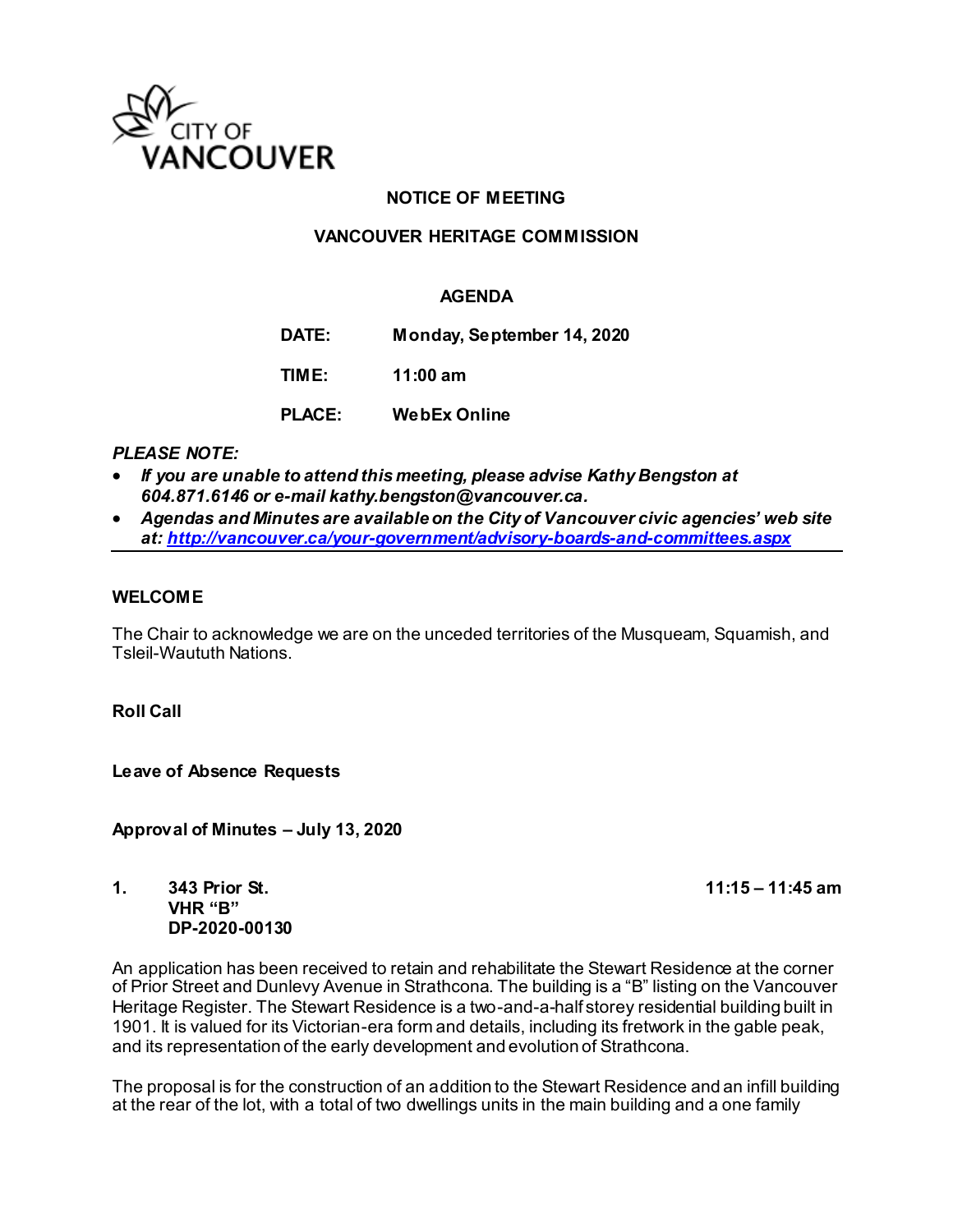CITY OF VANCOUVER

**NOTICE OF MEETING**

**VANCOUVER HERITAGE COMMISSION**

**AGENDA**

| | |
|---|---|
| **DATE:** | **Monday, September 14, 2020** |
| **TIME:** | **11:00 am** |
| **PLACE:** | **WebEx Online** |

***PLEASE NOTE:***

- ***If you are unable to attend this meeting, please advise Kathy Bengston at 604.871.6146 or e-mail kathy.bengston@vancouver.ca.***
- ***Agendas and Minutes are available on the City of Vancouver civic agencies' web site at: http://vancouver.ca/your-government/advisory-boards-and-committees.aspx***

---

**WELCOME**

The Chair to acknowledge we are on the unceded territories of the Musqueam, Squamish, and Tsleil-Waututh Nations.

**Roll Call**

**Leave of Absence Requests**

**Approval of Minutes – July 13, 2020**

**1. 343 Prior St. — 11:15 – 11:45 am**
**VHR "B"**
**DP-2020-00130**

An application has been received to retain and rehabilitate the Stewart Residence at the corner of Prior Street and Dunlevy Avenue in Strathcona. The building is a "B" listing on the Vancouver Heritage Register. The Stewart Residence is a two-and-a-half storey residential building built in 1901. It is valued for its Victorian-era form and details, including its fretwork in the gable peak, and its representation of the early development and evolution of Strathcona.

The proposal is for the construction of an addition to the Stewart Residence and an infill building at the rear of the lot, with a total of two dwellings units in the main building and a one family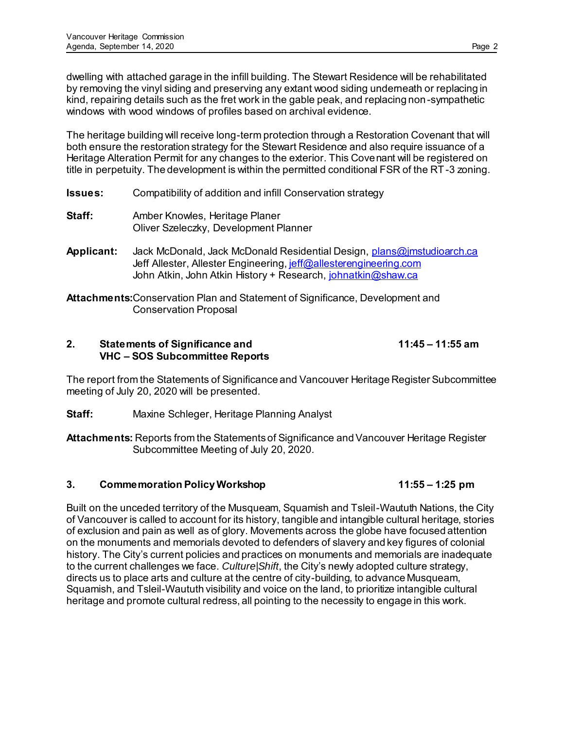dwelling with attached garage in the infill building. The Stewart Residence will be rehabilitated by removing the vinyl siding and preserving any extant wood siding underneath or replacing in kind, repairing details such as the fret work in the gable peak, and replacing non-sympathetic windows with wood windows of profiles based on archival evidence.

The heritage building will receive long-term protection through a Restoration Covenant that will both ensure the restoration strategy for the Stewart Residence and also require issuance of a Heritage Alteration Permit for any changes to the exterior. This Covenant will be registered on title in perpetuity. The development is within the permitted conditional FSR of the RT-3 zoning.

**Issues:** Compatibility of addition and infill Conservation strategy

**Staff:** Amber Knowles, Heritage Planer
Oliver Szeleczky, Development Planner

**Applicant:** Jack McDonald, Jack McDonald Residential Design, plans@jmstudioarch.ca
Jeff Allester, Allester Engineering, jeff@allesterengineering.com
John Atkin, John Atkin History + Research, johnatkin@shaw.ca

**Attachments:** Conservation Plan and Statement of Significance, Development and Conservation Proposal

### 2. Statements of Significance and VHC – SOS Subcommittee Reports — 11:45 – 11:55 am

The report from the Statements of Significance and Vancouver Heritage Register Subcommittee meeting of July 20, 2020 will be presented.

**Staff:** Maxine Schleger, Heritage Planning Analyst

**Attachments:** Reports from the Statements of Significance and Vancouver Heritage Register Subcommittee Meeting of July 20, 2020.

### 3. Commemoration Policy Workshop — 11:55 – 1:25 pm

Built on the unceded territory of the Musqueam, Squamish and Tsleil-Waututh Nations, the City of Vancouver is called to account for its history, tangible and intangible cultural heritage, stories of exclusion and pain as well as of glory. Movements across the globe have focused attention on the monuments and memorials devoted to defenders of slavery and key figures of colonial history. The City's current policies and practices on monuments and memorials are inadequate to the current challenges we face. *Culture|Shift*, the City's newly adopted culture strategy, directs us to place arts and culture at the centre of city-building, to advance Musqueam, Squamish, and Tsleil-Waututh visibility and voice on the land, to prioritize intangible cultural heritage and promote cultural redress, all pointing to the necessity to engage in this work.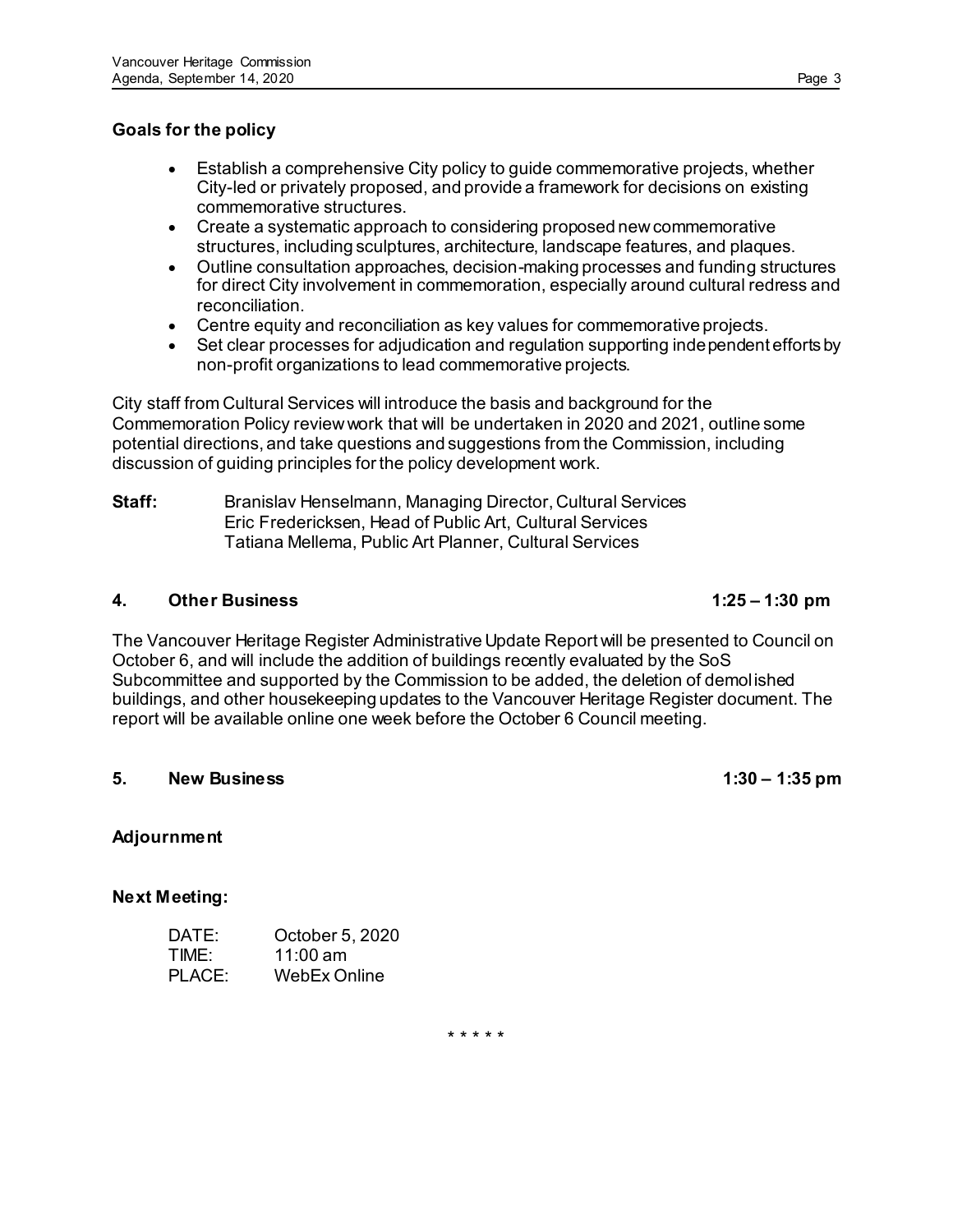**Goals for the policy**

- Establish a comprehensive City policy to guide commemorative projects, whether City-led or privately proposed, and provide a framework for decisions on existing commemorative structures.
- Create a systematic approach to considering proposed new commemorative structures, including sculptures, architecture, landscape features, and plaques.
- Outline consultation approaches, decision-making processes and funding structures for direct City involvement in commemoration, especially around cultural redress and reconciliation.
- Centre equity and reconciliation as key values for commemorative projects.
- Set clear processes for adjudication and regulation supporting independent efforts by non-profit organizations to lead commemorative projects.

City staff from Cultural Services will introduce the basis and background for the Commemoration Policy review work that will be undertaken in 2020 and 2021, outline some potential directions, and take questions and suggestions from the Commission, including discussion of guiding principles for the policy development work.

**Staff:** Branislav Henselmann, Managing Director, Cultural Services
Eric Fredericksen, Head of Public Art, Cultural Services
Tatiana Mellema, Public Art Planner, Cultural Services

### 4. Other Business 1:25 – 1:30 pm

The Vancouver Heritage Register Administrative Update Report will be presented to Council on October 6, and will include the addition of buildings recently evaluated by the SoS Subcommittee and supported by the Commission to be added, the deletion of demolished buildings, and other housekeeping updates to the Vancouver Heritage Register document. The report will be available online one week before the October 6 Council meeting.

### 5. New Business 1:30 – 1:35 pm

**Adjournment**

**Next Meeting:**

DATE: October 5, 2020
TIME: 11:00 am
PLACE: WebEx Online

\* \* \* \* \*